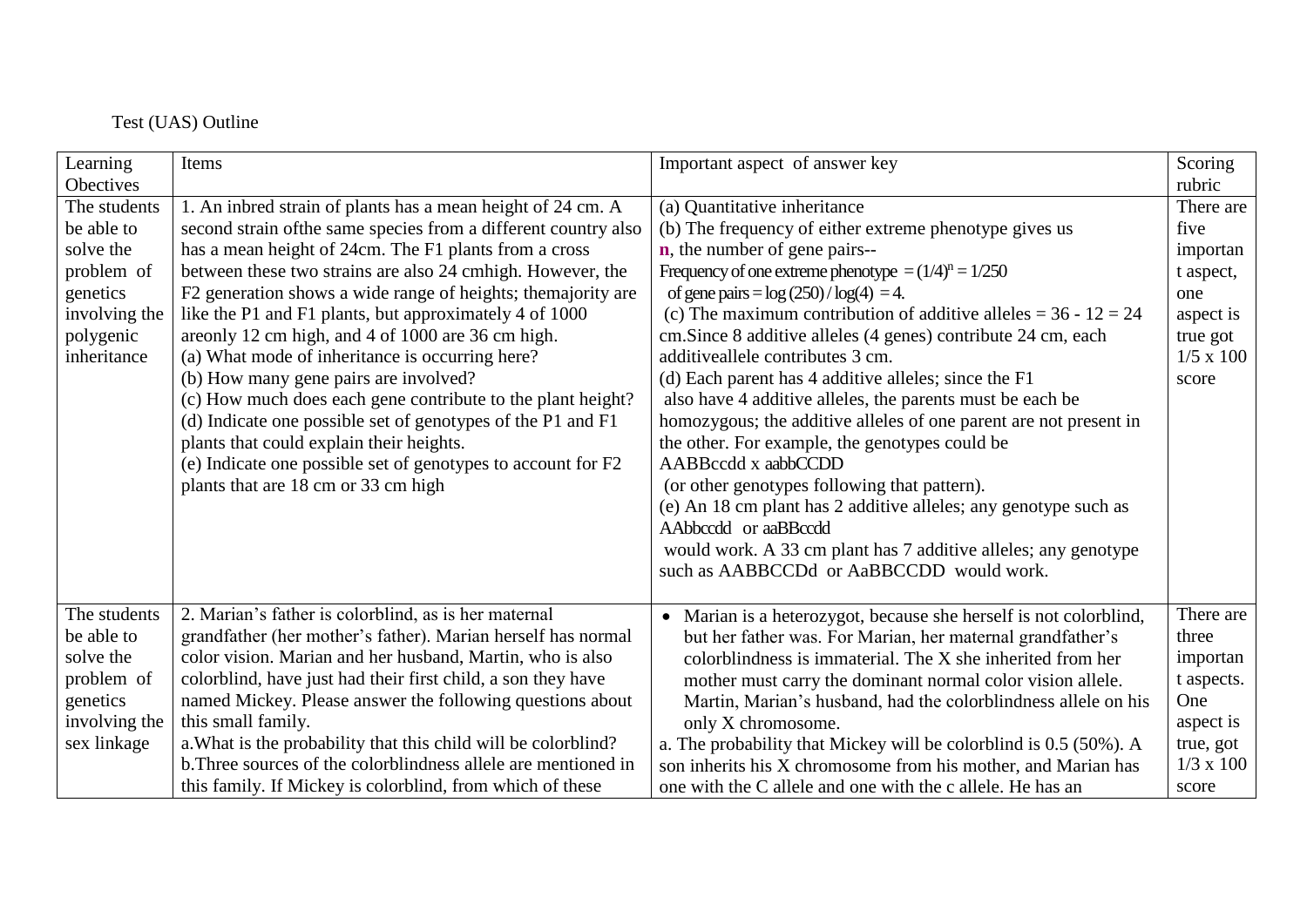Test (UAS) Outline

| Learning Obectives | Items | Important aspect of answer key | Scoring rubric |
|---|---|---|---|
| The students be able to solve the problem of genetics involving the polygenic inheritance | 1. An inbred strain of plants has a mean height of 24 cm. A second strain ofthe same species from a different country also has a mean height of 24cm. The F1 plants from a cross between these two strains are also 24 cmhigh. However, the F2 generation shows a wide range of heights; themajority are like the P1 and F1 plants, but approximately 4 of 1000 areonly 12 cm high, and 4 of 1000 are 36 cm high.<br>(a) What mode of inheritance is occurring here?<br>(b) How many gene pairs are involved?<br>(c) How much does each gene contribute to the plant height?<br>(d) Indicate one possible set of genotypes of the P1 and F1 plants that could explain their heights.<br>(e) Indicate one possible set of genotypes to account for F2 plants that are 18 cm or 33 cm high | (a) Quantitative inheritance<br>(b) The frequency of either extreme phenotype gives us **n**, the number of gene pairs--<br>Frequency of one extreme phenotype $= (1/4)^n = 1/250$<br>of gene pairs = log (250) / log(4) = 4.<br>(c) The maximum contribution of additive alleles = 36 - 12 = 24 cm.Since 8 additive alleles (4 genes) contribute 24 cm, each additiveallele contributes 3 cm.<br>(d) Each parent has 4 additive alleles; since the F1 also have 4 additive alleles, the parents must be each be homozygous; the additive alleles of one parent are not present in the other. For example, the genotypes could be AABBccdd x aabbCCDD (or other genotypes following that pattern).<br>(e) An 18 cm plant has 2 additive alleles; any genotype such as AAbbccdd or aaBBccdd would work. A 33 cm plant has 7 additive alleles; any genotype such as AABBCCDd or AaBBCCDD would work. | There are five important aspect, one aspect is true got 1/5 x 100 score |
| The students be able to solve the problem of genetics involving the sex linkage | 2. Marian's father is colorblind, as is her maternal grandfather (her mother's father). Marian herself has normal color vision. Marian and her husband, Martin, who is also colorblind, have just had their first child, a son they have named Mickey. Please answer the following questions about this small family.<br>a.What is the probability that this child will be colorblind?<br>b.Three sources of the colorblindness allele are mentioned in this family. If Mickey is colorblind, from which of these | • Marian is a heterozygot, because she herself is not colorblind, but her father was. For Marian, her maternal grandfather's colorblindness is immaterial. The X she inherited from her mother must carry the dominant normal color vision allele. Martin, Marian's husband, had the colorblindness allele on his only X chromosome.<br>a. The probability that Mickey will be colorblind is 0.5 (50%). A son inherits his X chromosome from his mother, and Marian has one with the C allele and one with the c allele. He has an | There are three important aspects. One aspect is true, got 1/3 x 100 score |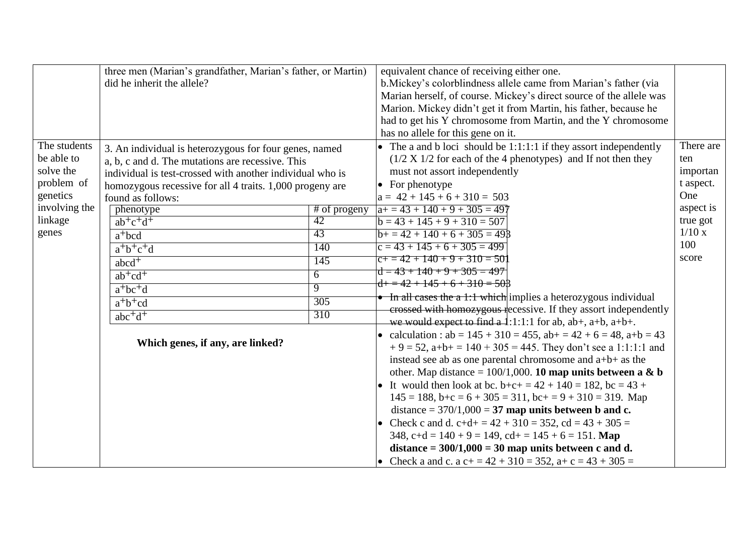| | | | |
|---|---|---|---|
| | three men (Marian's grandfather, Marian's father, or Martin) did he inherit the allele? | equivalent chance of receiving either one.<br>b.Mickey's colorblindness allele came from Marian's father (via Marian herself, of course. Mickey's direct source of the allele was Marion. Mickey didn't get it from Martin, his father, because he had to get his Y chromosome from Martin, and the Y chromosome has no allele for this gene on it. | |
| The students be able to solve the problem of genetics involving the linkage genes | 3. An individual is heterozygous for four genes, named a, b, c and d. The mutations are recessive. This individual is test-crossed with another individual who is homozygous recessive for all 4 traits. 1,000 progeny are found as follows:<br><br>phenotype — # of progeny<br>$ab^+c^+d^+$ — 42<br>$a^+bcd$ — 43<br>$a^+b^+c^+d$ — 140<br>$abcd^+$ — 145<br>$ab^+cd^+$ — 6<br>$a^+bc^+d$ — 9<br>$a^+b^+cd$ — 305<br>$abc^+d^+$ — 310<br><br>**Which genes, if any, are linked?** | • The a and b loci should be 1:1:1:1 if they assort independently (1/2 X 1/2 for each of the 4 phenotypes) and If not then they must not assort independently<br>• For phenotype<br>a = 42 + 145 + 6 + 310 = 503<br>a+ = 43 + 140 + 9 + 305 = 497<br>b = 43 + 145 + 9 + 310 = 507<br>b+ = 42 + 140 + 6 + 305 = 493<br>c = 43 + 145 + 6 + 305 = 499<br>c+ = 42 + 140 + 9 + 310 = 501<br>d = 43 + 140 + 9 + 305 = 497<br>d+ = 42 + 145 + 6 + 310 = 503<br>• In all cases the a 1:1 which implies a heterozygous individual crossed with homozygous recessive. If they assort independently we would expect to find a 1:1:1:1 for ab, ab+, a+b, a+b+.<br>• calculation : ab = 145 + 310 = 455, ab+ = 42 + 6 = 48, a+b = 43 + 9 = 52, a+b+ = 140 + 305 = 445. They don't see a 1:1:1:1 and instead see ab as one parental chromosome and a+b+ as the other. Map distance = 100/1,000. **10 map units between a & b**<br>• It would then look at bc. b+c+ = 42 + 140 = 182, bc = 43 + 145 = 188, b+c = 6 + 305 = 311, bc+ = 9 + 310 = 319. Map distance = 370/1,000 = **37 map units between b and c.**<br>• Check c and d. c+d+ = 42 + 310 = 352, cd = 43 + 305 = 348, c+d = 140 + 9 = 149, cd+ = 145 + 6 = 151. **Map distance = 300/1,000 = 30 map units between c and d.**<br>• Check a and c. a c+ = 42 + 310 = 352, a+ c = 43 + 305 = | There are ten important aspect. One aspect is true got 1/10 x 100 score |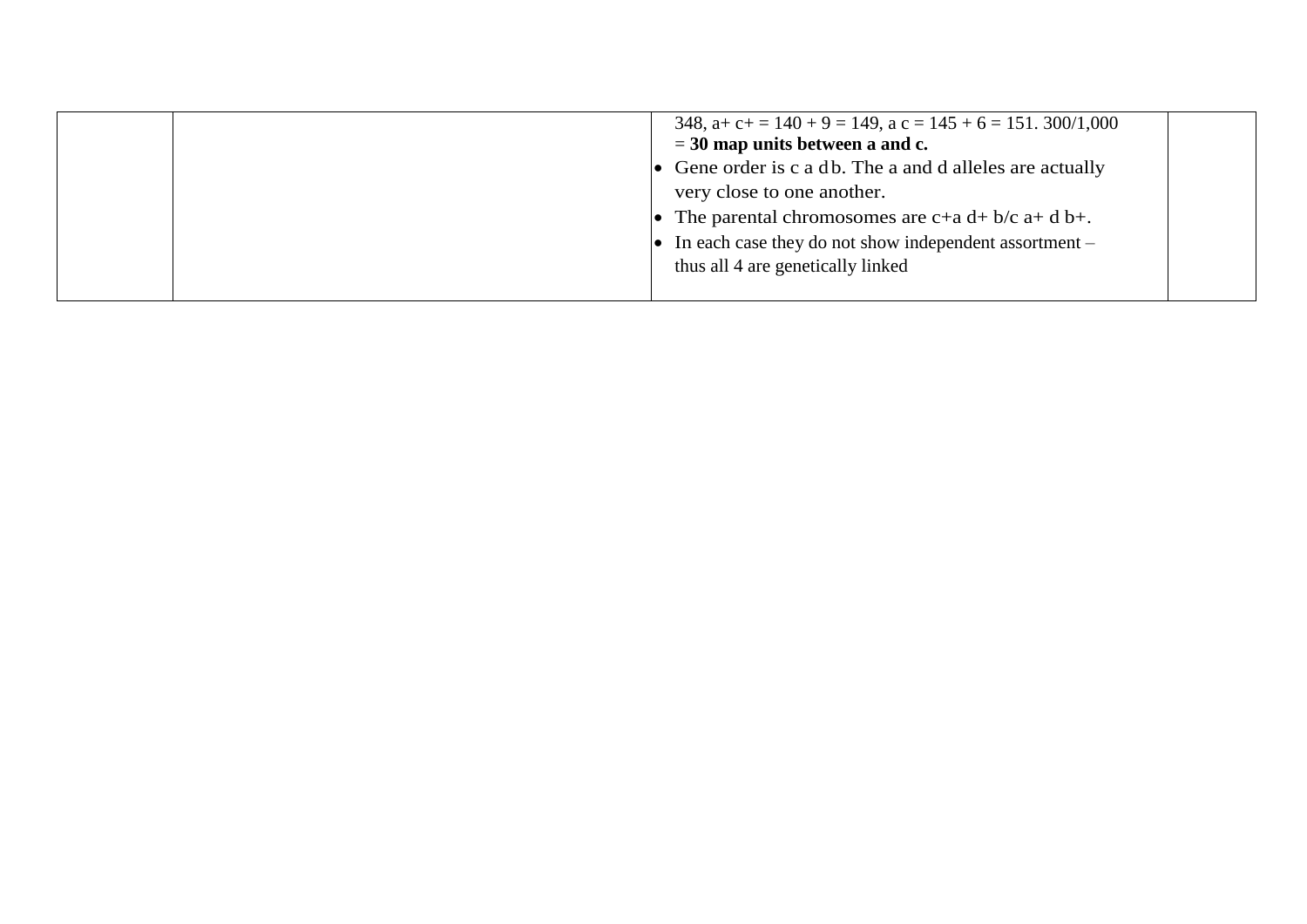| | | | |
|---|---|---|---|
| | | 348, a+ c+ = 140 + 9 = 149, a c = 145 + 6 = 151. 300/1,000 = **30 map units between a and c.**<br>• Gene order is c a d b. The a and d alleles are actually very close to one another.<br>• The parental chromosomes are c+a d+ b/c a+ d b+.<br>• In each case they do not show independent assortment – thus all 4 are genetically linked | |